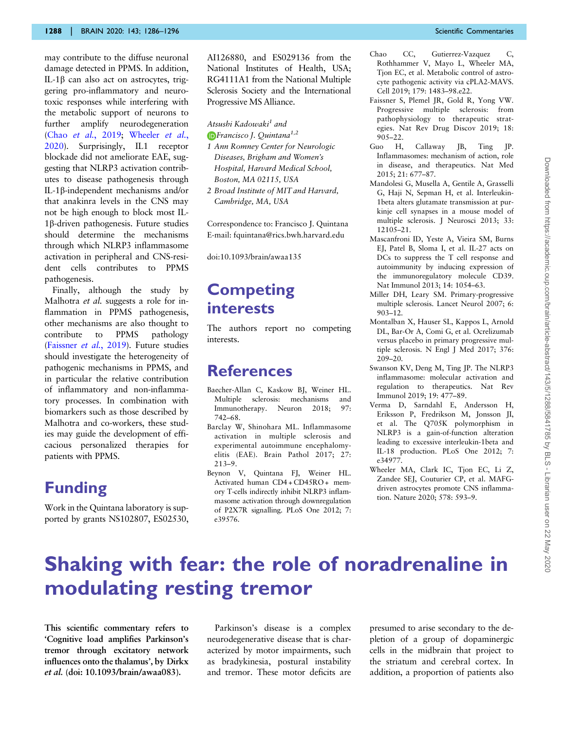may contribute to the diffuse neuronal damage detected in PPMS. In addition, IL-1β can also act on astrocytes, triggering pro-inflammatory and neurotoxic responses while interfering with the metabolic support of neurons to further amplify neurodegeneration (Chao *et al.*, 2019; Wheeler *et al.*, 2020). Surprisingly, IL1 receptor blockade did not ameliorate EAE, suggesting that NLRP3 activation contributes to disease pathogenesis through IL-1β-independent mechanisms and/or that anakinra levels in the CNS may not be high enough to block most IL-1β-driven pathogenesis. Future studies should determine the mechanisms through which NLRP3 inflammasome activation in peripheral and CNS-resident cells contributes to PPMS pathogenesis.

Finally, although the study by Malhotra *et al.* suggests a role for inflammation in PPMS pathogenesis, other mechanisms are also thought to contribute to PPMS pathology (Faissner *et al.*, 2019). Future studies should investigate the heterogeneity of pathogenic mechanisms in PPMS, and in particular the relative contribution of inflammatory and non-inflammatory processes. In combination with biomarkers such as those described by Malhotra and co-workers, these studies may guide the development of efficacious personalized therapies for patients with PPMS.

# Funding

Work in the Quintana laboratory is supported by grants NS102807, ES02530, AI126880, and ES029136 from the National Institutes of Health, USA; RG4111A1 from the National Multiple Sclerosis Society and the International Progressive MS Alliance.

*Atsushi Kadowaki*[1] *and*
*Francisco J. Quintana*[1,2]

1 *Ann Romney Center for Neurologic Diseases, Brigham and Women's Hospital, Harvard Medical School, Boston, MA 02115, USA*

2 *Broad Institute of MIT and Harvard, Cambridge, MA, USA*

Correspondence to: Francisco J. Quintana
E-mail: fquintana@rics.bwh.harvard.edu

doi:10.1093/brain/awaa135

# Competing interests

The authors report no competing interests.

# References

Baecher-Allan C, Kaskow BJ, Weiner HL. Multiple sclerosis: mechanisms and Immunotherapy. Neuron 2018; 97: 742–68.

Barclay W, Shinohara ML. Inflammasome activation in multiple sclerosis and experimental autoimmune encephalomyelitis (EAE). Brain Pathol 2017; 27: 213–9.

Beynon V, Quintana FJ, Weiner HL. Activated human CD4 + CD45RO + memory T-cells indirectly inhibit NLRP3 inflammasome activation through downregulation of P2X7R signalling. PLoS One 2012; 7: e39576.

Chao CC, Gutierrez-Vazquez C, Rothhammer V, Mayo L, Wheeler MA, Tjon EC, et al. Metabolic control of astrocyte pathogenic activity via cPLA2-MAVS. Cell 2019; 179: 1483–98.e22.

Faissner S, Plemel JR, Gold R, Yong VW. Progressive multiple sclerosis: from pathophysiology to therapeutic strategies. Nat Rev Drug Discov 2019; 18: 905–22.

Guo H, Callaway JB, Ting JP. Inflammasomes: mechanism of action, role in disease, and therapeutics. Nat Med 2015; 21: 677–87.

Mandolesi G, Musella A, Gentile A, Grasselli G, Haji N, Sepman H, et al. Interleukin-1beta alters glutamate transmission at purkinje cell synapses in a mouse model of multiple sclerosis. J Neurosci 2013; 33: 12105–21.

Mascanfroni ID, Yeste A, Vieira SM, Burns EJ, Patel B, Sloma I, et al. IL-27 acts on DCs to suppress the T cell response and autoimmunity by inducing expression of the immunoregulatory molecule CD39. Nat Immunol 2013; 14: 1054–63.

Miller DH, Leary SM. Primary-progressive multiple sclerosis. Lancet Neurol 2007; 6: 903–12.

Montalban X, Hauser SL, Kappos L, Arnold DL, Bar-Or A, Comi G, et al. Ocrelizumab versus placebo in primary progressive multiple sclerosis. N Engl J Med 2017; 376: 209–20.

Swanson KV, Deng M, Ting JP. The NLRP3 inflammasome: molecular activation and regulation to therapeutics. Nat Rev Immunol 2019; 19: 477–89.

Verma D, Sarndahl E, Andersson H, Eriksson P, Fredrikson M, Jonsson JI, et al. The Q705K polymorphism in NLRP3 is a gain-of-function alteration leading to excessive interleukin-1beta and IL-18 production. PLoS One 2012; 7: e34977.

Wheeler MA, Clark IC, Tjon EC, Li Z, Zandee SEJ, Couturier CP, et al. MAFG-driven astrocytes promote CNS inflammation. Nature 2020; 578: 593–9.

# Shaking with fear: the role of noradrenaline in modulating resting tremor

**This scientific commentary refers to 'Cognitive load amplifies Parkinson's tremor through excitatory network influences onto the thalamus', by Dirkx *et al.* (doi: 10.1093/brain/awaa083).**

Parkinson's disease is a complex neurodegenerative disease that is characterized by motor impairments, such as bradykinesia, postural instability and tremor. These motor deficits are presumed to arise secondary to the depletion of a group of dopaminergic cells in the midbrain that project to the striatum and cerebral cortex. In addition, a proportion of patients also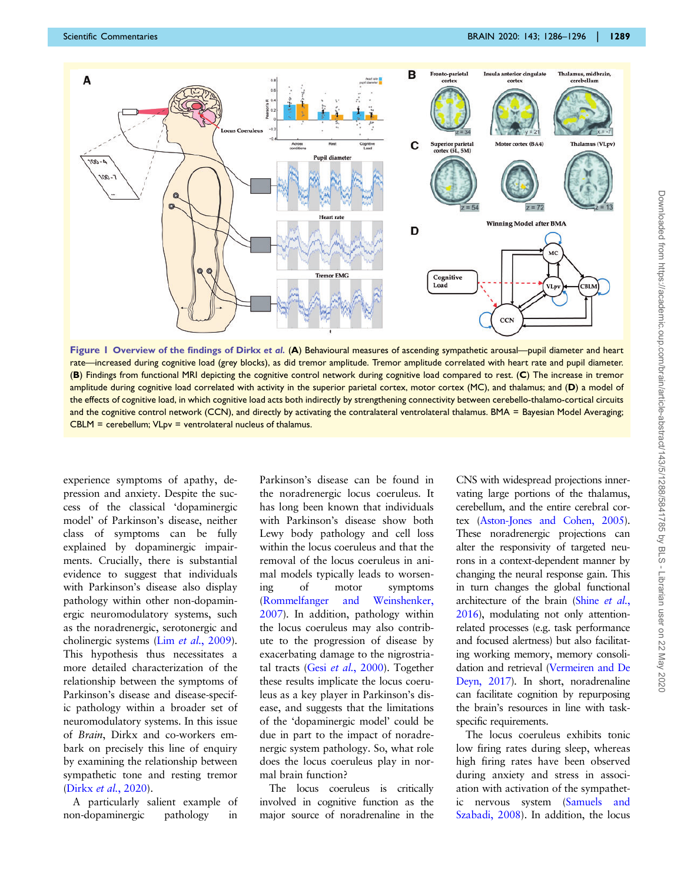**Figure 1 Overview of the findings of Dirkx *et al.*** (**A**) Behavioural measures of ascending sympathetic arousal—pupil diameter and heart rate—increased during cognitive load (grey blocks), as did tremor amplitude. Tremor amplitude correlated with heart rate and pupil diameter. (**B**) Findings from functional MRI depicting the cognitive control network during cognitive load compared to rest. (**C**) The increase in tremor amplitude during cognitive load correlated with activity in the superior parietal cortex, motor cortex (MC), and thalamus; and (**D**) a model of the effects of cognitive load, in which cognitive load acts both indirectly by strengthening connectivity between cerebello-thalamo-cortical circuits and the cognitive control network (CCN), and directly by activating the contralateral ventrolateral thalamus. BMA = Bayesian Model Averaging; CBLM = cerebellum; VLpv = ventrolateral nucleus of thalamus.

experience symptoms of apathy, depression and anxiety. Despite the success of the classical 'dopaminergic model' of Parkinson's disease, neither class of symptoms can be fully explained by dopaminergic impairments. Crucially, there is substantial evidence to suggest that individuals with Parkinson's disease also display pathology within other non-dopaminergic neuromodulatory systems, such as the noradrenergic, serotonergic and cholinergic systems (Lim *et al.*, 2009). This hypothesis thus necessitates a more detailed characterization of the relationship between the symptoms of Parkinson's disease and disease-specific pathology within a broader set of neuromodulatory systems. In this issue of *Brain*, Dirkx and co-workers embark on precisely this line of enquiry by examining the relationship between sympathetic tone and resting tremor (Dirkx *et al.*, 2020).

A particularly salient example of non-dopaminergic pathology in Parkinson's disease can be found in the noradrenergic locus coeruleus. It has long been known that individuals with Parkinson's disease show both Lewy body pathology and cell loss within the locus coeruleus and that the removal of the locus coeruleus in animal models typically leads to worsening of motor symptoms (Rommelfanger and Weinshenker, 2007). In addition, pathology within the locus coeruleus may also contribute to the progression of disease by exacerbating damage to the nigrostriatal tracts (Gesi *et al.*, 2000). Together these results implicate the locus coeruleus as a key player in Parkinson's disease, and suggests that the limitations of the 'dopaminergic model' could be due in part to the impact of noradrenergic system pathology. So, what role does the locus coeruleus play in normal brain function?

The locus coeruleus is critically involved in cognitive function as the major source of noradrenaline in the CNS with widespread projections innervating large portions of the thalamus, cerebellum, and the entire cerebral cortex (Aston-Jones and Cohen, 2005). These noradrenergic projections can alter the responsivity of targeted neurons in a context-dependent manner by changing the neural response gain. This in turn changes the global functional architecture of the brain (Shine *et al.*, 2016), modulating not only attention-related processes (e.g. task performance and focused alertness) but also facilitating working memory, memory consolidation and retrieval (Vermeiren and De Deyn, 2017). In short, noradrenaline can facilitate cognition by repurposing the brain's resources in line with task-specific requirements.

The locus coeruleus exhibits tonic low firing rates during sleep, whereas high firing rates have been observed during anxiety and stress in association with activation of the sympathetic nervous system (Samuels and Szabadi, 2008). In addition, the locus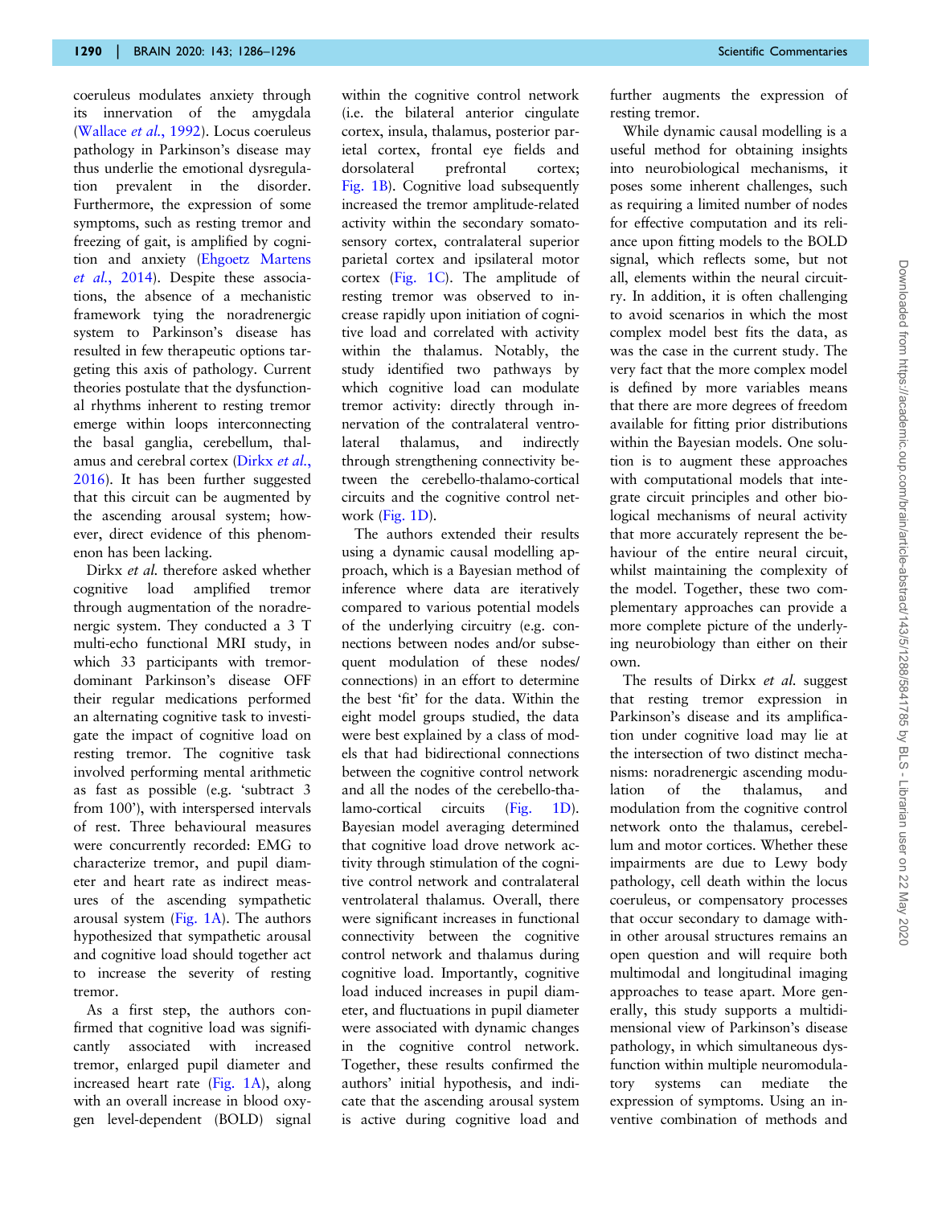coeruleus modulates anxiety through its innervation of the amygdala (Wallace *et al.*, 1992). Locus coeruleus pathology in Parkinson's disease may thus underlie the emotional dysregulation prevalent in the disorder. Furthermore, the expression of some symptoms, such as resting tremor and freezing of gait, is amplified by cognition and anxiety (Ehgoetz Martens *et al.*, 2014). Despite these associations, the absence of a mechanistic framework tying the noradrenergic system to Parkinson's disease has resulted in few therapeutic options targeting this axis of pathology. Current theories postulate that the dysfunctional rhythms inherent to resting tremor emerge within loops interconnecting the basal ganglia, cerebellum, thalamus and cerebral cortex (Dirkx *et al.*, 2016). It has been further suggested that this circuit can be augmented by the ascending arousal system; however, direct evidence of this phenomenon has been lacking.

Dirkx *et al.* therefore asked whether cognitive load amplified tremor through augmentation of the noradrenergic system. They conducted a 3 T multi-echo functional MRI study, in which 33 participants with tremor-dominant Parkinson's disease OFF their regular medications performed an alternating cognitive task to investigate the impact of cognitive load on resting tremor. The cognitive task involved performing mental arithmetic as fast as possible (e.g. 'subtract 3 from 100'), with interspersed intervals of rest. Three behavioural measures were concurrently recorded: EMG to characterize tremor, and pupil diameter and heart rate as indirect measures of the ascending sympathetic arousal system (Fig. 1A). The authors hypothesized that sympathetic arousal and cognitive load should together act to increase the severity of resting tremor.

As a first step, the authors confirmed that cognitive load was significantly associated with increased tremor, enlarged pupil diameter and increased heart rate (Fig. 1A), along with an overall increase in blood oxygen level-dependent (BOLD) signal within the cognitive control network (i.e. the bilateral anterior cingulate cortex, insula, thalamus, posterior parietal cortex, frontal eye fields and dorsolateral prefrontal cortex; Fig. 1B). Cognitive load subsequently increased the tremor amplitude-related activity within the secondary somatosensory cortex, contralateral superior parietal cortex and ipsilateral motor cortex (Fig. 1C). The amplitude of resting tremor was observed to increase rapidly upon initiation of cognitive load and correlated with activity within the thalamus. Notably, the study identified two pathways by which cognitive load can modulate tremor activity: directly through innervation of the contralateral ventrolateral thalamus, and indirectly through strengthening connectivity between the cerebello-thalamo-cortical circuits and the cognitive control network (Fig. 1D).

The authors extended their results using a dynamic causal modelling approach, which is a Bayesian method of inference where data are iteratively compared to various potential models of the underlying circuitry (e.g. connections between nodes and/or subsequent modulation of these nodes/connections) in an effort to determine the best 'fit' for the data. Within the eight model groups studied, the data were best explained by a class of models that had bidirectional connections between the cognitive control network and all the nodes of the cerebello-thalamo-cortical circuits (Fig. 1D). Bayesian model averaging determined that cognitive load drove network activity through stimulation of the cognitive control network and contralateral ventrolateral thalamus. Overall, there were significant increases in functional connectivity between the cognitive control network and thalamus during cognitive load. Importantly, cognitive load induced increases in pupil diameter, and fluctuations in pupil diameter were associated with dynamic changes in the cognitive control network. Together, these results confirmed the authors' initial hypothesis, and indicate that the ascending arousal system is active during cognitive load and further augments the expression of resting tremor.

While dynamic causal modelling is a useful method for obtaining insights into neurobiological mechanisms, it poses some inherent challenges, such as requiring a limited number of nodes for effective computation and its reliance upon fitting models to the BOLD signal, which reflects some, but not all, elements within the neural circuitry. In addition, it is often challenging to avoid scenarios in which the most complex model best fits the data, as was the case in the current study. The very fact that the more complex model is defined by more variables means that there are more degrees of freedom available for fitting prior distributions within the Bayesian models. One solution is to augment these approaches with computational models that integrate circuit principles and other biological mechanisms of neural activity that more accurately represent the behaviour of the entire neural circuit, whilst maintaining the complexity of the model. Together, these two complementary approaches can provide a more complete picture of the underlying neurobiology than either on their own.

The results of Dirkx *et al.* suggest that resting tremor expression in Parkinson's disease and its amplification under cognitive load may lie at the intersection of two distinct mechanisms: noradrenergic ascending modulation of the thalamus, and modulation from the cognitive control network onto the thalamus, cerebellum and motor cortices. Whether these impairments are due to Lewy body pathology, cell death within the locus coeruleus, or compensatory processes that occur secondary to damage within other arousal structures remains an open question and will require both multimodal and longitudinal imaging approaches to tease apart. More generally, this study supports a multidimensional view of Parkinson's disease pathology, in which simultaneous dysfunction within multiple neuromodulatory systems can mediate the expression of symptoms. Using an inventive combination of methods and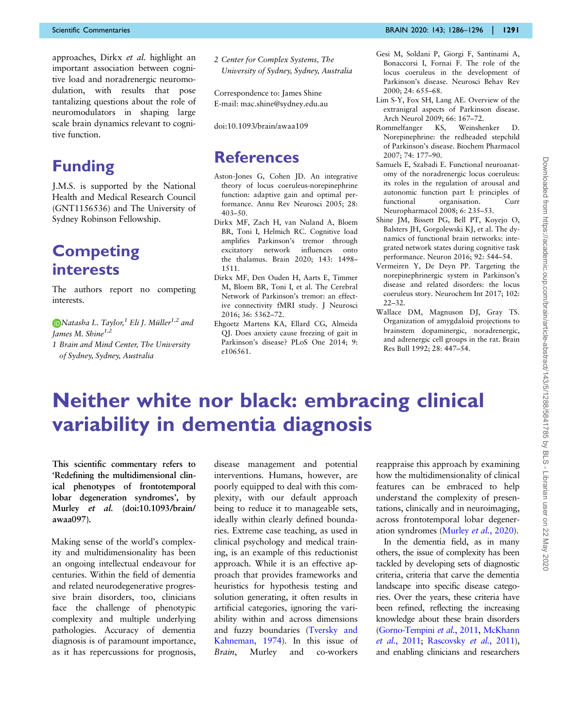approaches, Dirkx *et al.* highlight an important association between cognitive load and noradrenergic neuromodulation, with results that pose tantalizing questions about the role of neuromodulators in shaping large scale brain dynamics relevant to cognitive function.

# Funding

J.M.S. is supported by the National Health and Medical Research Council (GNT1156536) and The University of Sydney Robinson Fellowship.

# Competing interests

The authors report no competing interests.

*Natasha L. Taylor,*[1] *Eli J. Müller*[1,2] *and James M. Shine*[1,2]

*1 Brain and Mind Center, The University of Sydney, Sydney, Australia*

*2 Center for Complex Systems, The University of Sydney, Sydney, Australia*

Correspondence to: James Shine
E-mail: mac.shine@sydney.edu.au

doi:10.1093/brain/awaa109

# References

Aston-Jones G, Cohen JD. An integrative theory of locus coeruleus-norepinephrine function: adaptive gain and optimal performance. Annu Rev Neurosci 2005; 28: 403–50.

Dirkx MF, Zach H, van Nuland A, Bloem BR, Toni I, Helmich RC. Cognitive load amplifies Parkinson's tremor through excitatory network influences onto the thalamus. Brain 2020; 143: 1498–1511.

Dirkx MF, Den Ouden H, Aarts E, Timmer M, Bloem BR, Toni I, et al. The Cerebral Network of Parkinson's tremor: an effective connectivity fMRI study. J Neurosci 2016; 36: 5362–72.

Ehgoetz Martens KA, Ellard CG, Almeida QJ. Does anxiety cause freezing of gait in Parkinson's disease? PLoS One 2014; 9: e106561.

Gesi M, Soldani P, Giorgi F, Santinami A, Bonaccorsi I, Fornai F. The role of the locus coeruleus in the development of Parkinson's disease. Neurosci Behav Rev 2000; 24: 655–68.

Lim S-Y, Fox SH, Lang AE. Overview of the extranigral aspects of Parkinson disease. Arch Neurol 2009; 66: 167–72.

Rommelfanger KS, Weinshenker D. Norepinephrine: the redheaded stepchild of Parkinson's disease. Biochem Pharmacol 2007; 74: 177–90.

Samuels E, Szabadi E. Functional neuroanatomy of the noradrenergic locus coeruleus: its roles in the regulation of arousal and autonomic function part I: principles of functional organisation. Curr Neuropharmacol 2008; 6: 235–53.

Shine JM, Bissett PG, Bell PT, Koyejo O, Balsters JH, Gorgolewski KJ, et al. The dynamics of functional brain networks: integrated network states during cognitive task performance. Neuron 2016; 92: 544–54.

Vermeiren Y, De Deyn PP. Targeting the norepinephrinergic system in Parkinson's disease and related disorders: the locus coeruleus story. Neurochem Int 2017; 102: 22–32.

Wallace DM, Magnuson DJ, Gray TS. Organization of amygdaloid projections to brainstem dopaminergic, noradrenergic, and adrenergic cell groups in the rat. Brain Res Bull 1992; 28: 447–54.

# Neither white nor black: embracing clinical variability in dementia diagnosis

**This scientific commentary refers to 'Redefining the multidimensional clinical phenotypes of frontotemporal lobar degeneration syndromes', by Murley *et al.* (doi:10.1093/brain/awaa097).**

Making sense of the world's complexity and multidimensionality has been an ongoing intellectual endeavour for centuries. Within the field of dementia and related neurodegenerative progressive brain disorders, too, clinicians face the challenge of phenotypic complexity and multiple underlying pathologies. Accuracy of dementia diagnosis is of paramount importance, as it has repercussions for prognosis, disease management and potential interventions. Humans, however, are poorly equipped to deal with this complexity, with our default approach being to reduce it to manageable sets, ideally within clearly defined boundaries. Extreme case teaching, as used in clinical psychology and medical training, is an example of this reductionist approach. While it is an effective approach that provides frameworks and heuristics for hypothesis testing and solution generating, it often results in artificial categories, ignoring the variability within and across dimensions and fuzzy boundaries (Tversky and Kahneman, 1974). In this issue of *Brain*, Murley and co-workers reappraise this approach by examining how the multidimensionality of clinical features can be embraced to help understand the complexity of presentations, clinically and in neuroimaging, across frontotemporal lobar degeneration syndromes (Murley *et al.*, 2020).

In the dementia field, as in many others, the issue of complexity has been tackled by developing sets of diagnostic criteria, criteria that carve the dementia landscape into specific disease categories. Over the years, these criteria have been refined, reflecting the increasing knowledge about these brain disorders (Gorno-Tempini *et al.*, 2011, McKhann *et al.*, 2011; Rascovsky *et al.*, 2011), and enabling clinicians and researchers